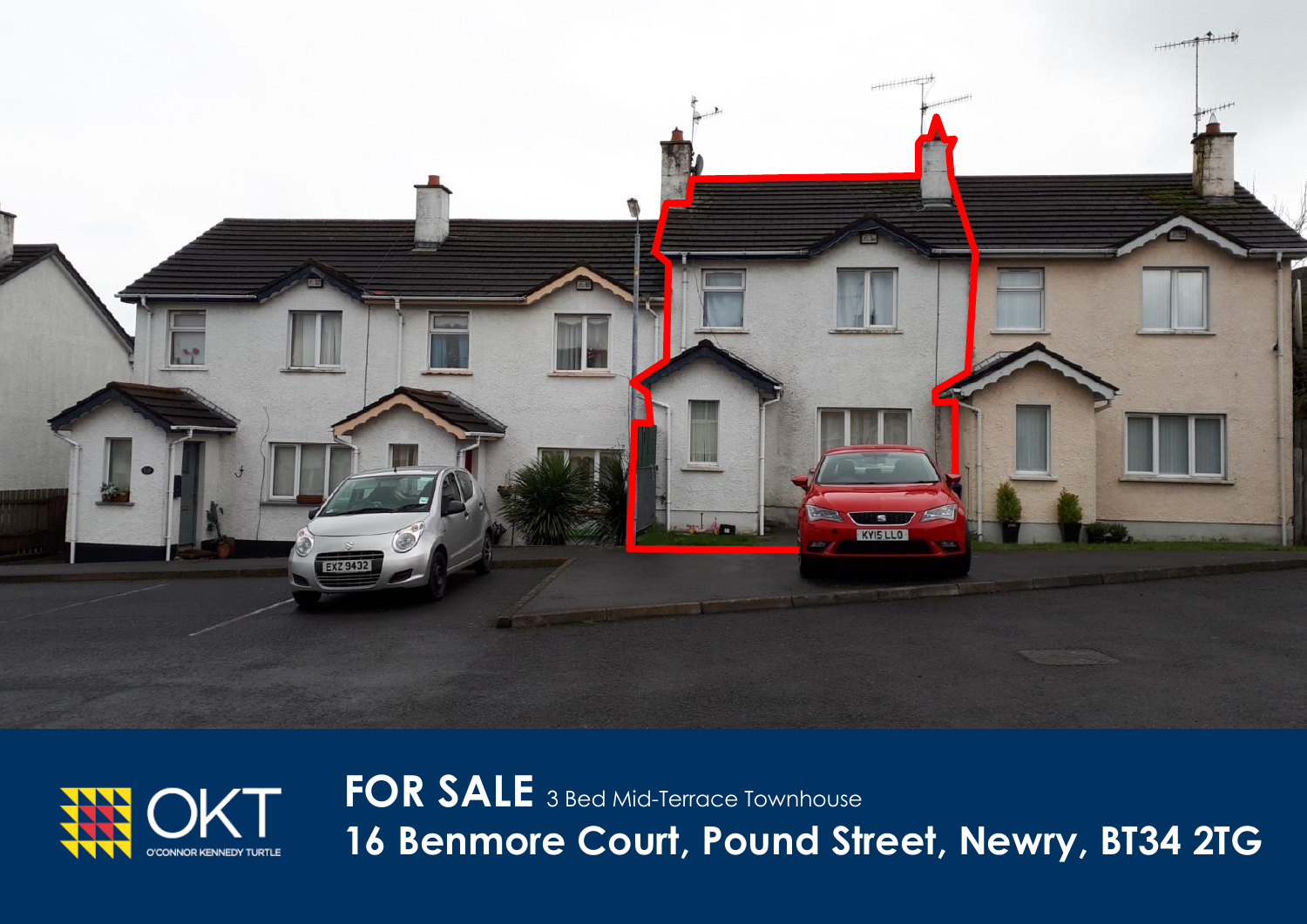# FOR SALE 3 Bed Mid-Terrace Townhouse

## 16 Benmore Court, Pound Street, Newry, BT34 2TG

OKT
O'CONNOR KENNEDY TURTLE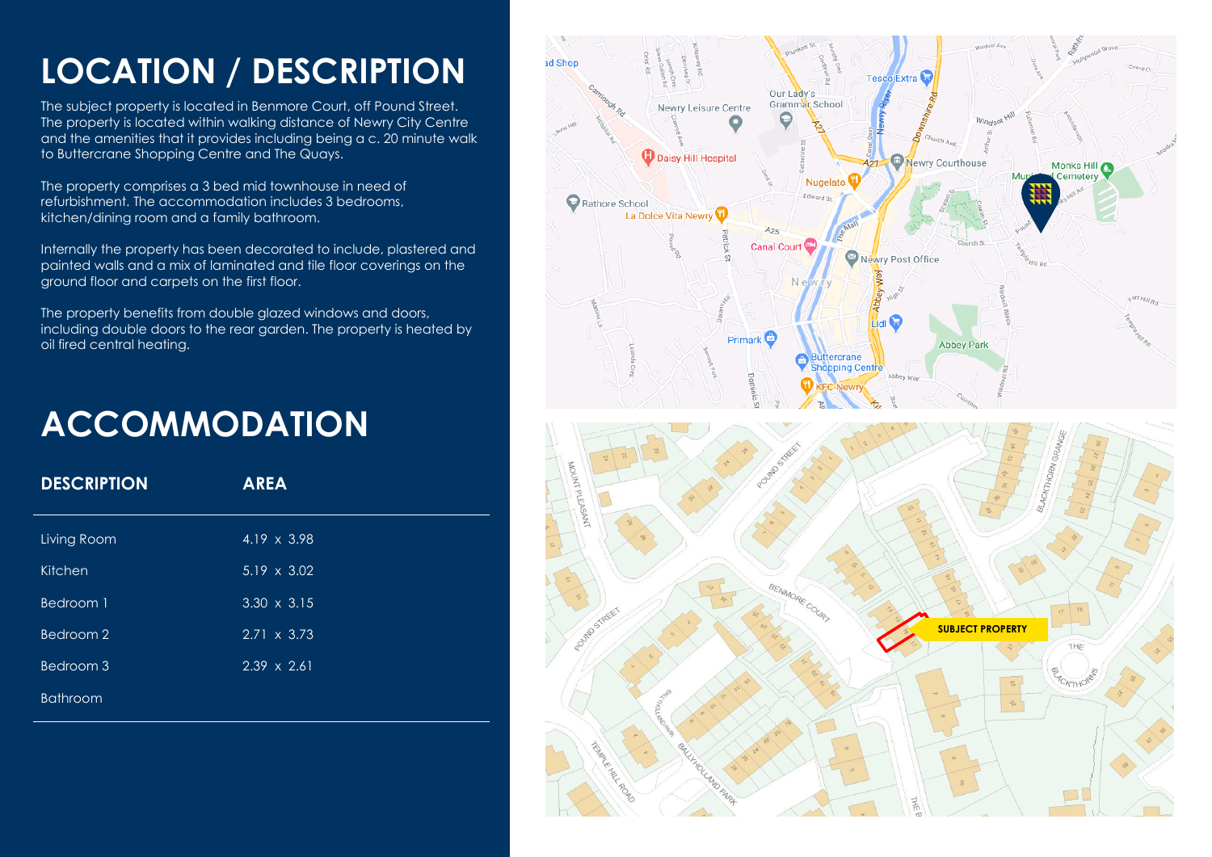# LOCATION / DESCRIPTION

The subject property is located in Benmore Court, off Pound Street. The property is located within walking distance of Newry City Centre and the amenities that it provides including being a c. 20 minute walk to Buttercrane Shopping Centre and The Quays.

The property comprises a 3 bed mid townhouse in need of refurbishment. The accommodation includes 3 bedrooms, kitchen/dining room and a family bathroom.

Internally the property has been decorated to include, plastered and painted walls and a mix of laminated and tile floor coverings on the ground floor and carpets on the first floor.

The property benefits from double glazed windows and doors, including double doors to the rear garden. The property is heated by oil fired central heating.

# ACCOMMODATION

| DESCRIPTION | AREA |
| --- | --- |
| Living Room | 4.19 x 3.98 |
| Kitchen | 5.19 x 3.02 |
| Bedroom 1 | 3.30 x 3.15 |
| Bedroom 2 | 2.71 x 3.73 |
| Bedroom 3 | 2.39 x 2.61 |
| Bathroom | |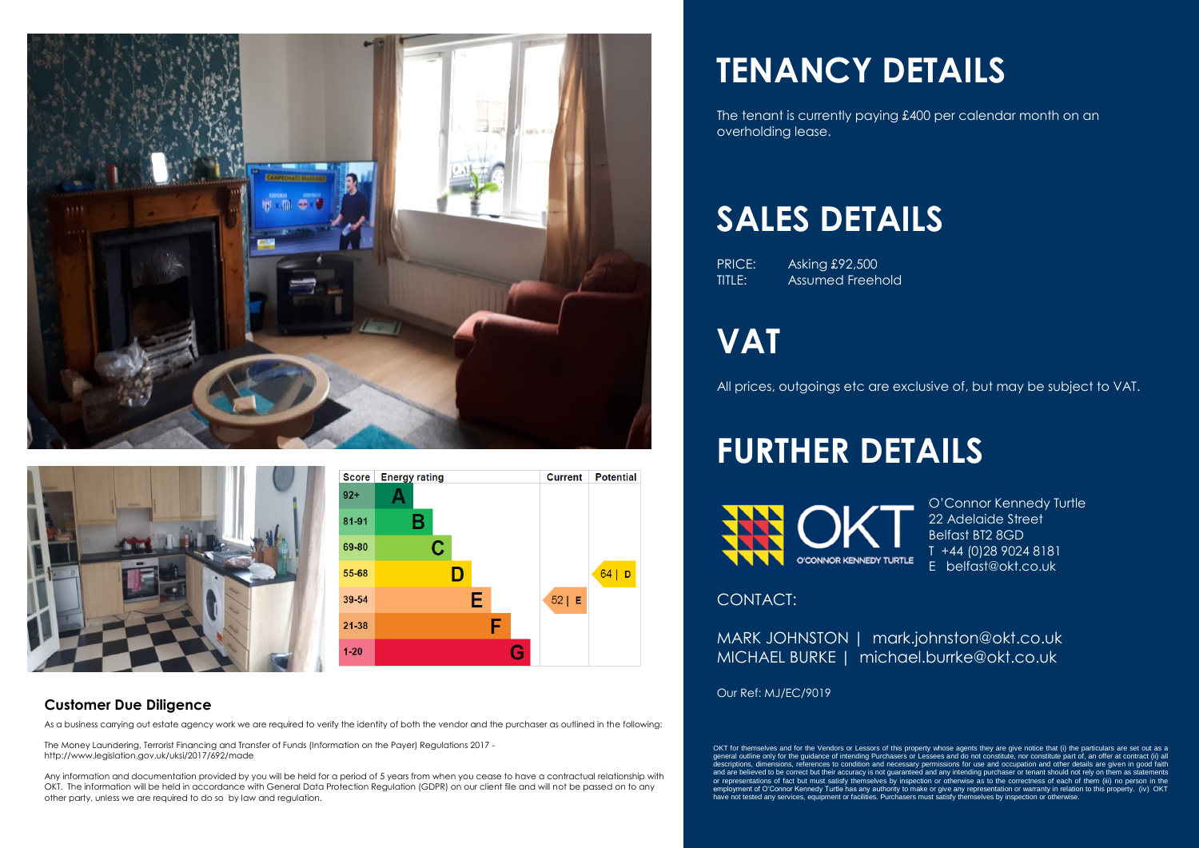Score | Energy rating | Current | Potential

92+ A

81-91 B

69-80 C

55-68 D

39-54 E

21-38 F

1-20 G

52 | E

64 | D

### Customer Due Diligence

As a business carrying out estate agency work we are required to verify the identity of both the vendor and the purchaser as outlined in the following:

The Money Laundering, Terrorist Financing and Transfer of Funds (Information on the Payer) Regulations 2017 - http://www.legislation.gov.uk/uksi/2017/692/made

Any information and documentation provided by you will be held for a period of 5 years from when you cease to have a contractual relationship with OKT. The information will be held in accordance with General Data Protection Regulation (GDPR) on our client file and will not be passed on to any other party, unless we are required to do so by law and regulation.

# TENANCY DETAILS

The tenant is currently paying £400 per calendar month on an overholding lease.

# SALES DETAILS

PRICE: Asking £92,500

TITLE: Assumed Freehold

# VAT

All prices, outgoings etc are exclusive of, but may be subject to VAT.

# FURTHER DETAILS

OKT O'CONNOR KENNEDY TURTLE

O'Connor Kennedy Turtle
22 Adelaide Street
Belfast BT2 8GD
T +44 (0)28 9024 8181
E belfast@okt.co.uk

CONTACT:

MARK JOHNSTON | mark.johnston@okt.co.uk

MICHAEL BURKE | michael.burrke@okt.co.uk

Our Ref: MJ/EC/9019

OKT for themselves and for the Vendors or Lessors of this property whose agents they are give notice that (i) the particulars are set out as a general outline only for the guidance of intending Purchasers or Lessees and do not constitute, nor constitute part of, an offer at contract (ii) all descriptions, dimensions, references to condition and necessary permissions for use and occupation and other details are given in good faith and are believed to be correct but their accuracy is not guaranteed and any intending purchaser or tenant should not rely on them as statements or representations of fact but must satisfy themselves by inspection or otherwise as to the correctness of each of them (iii) no person in the employment of O'Connor Kennedy Turtle has any authority to make or give any representation or warranty in relation to this property. (iv) OKT have not tested any services, equipment or facilities. Purchasers must satisfy themselves by inspection or otherwise.